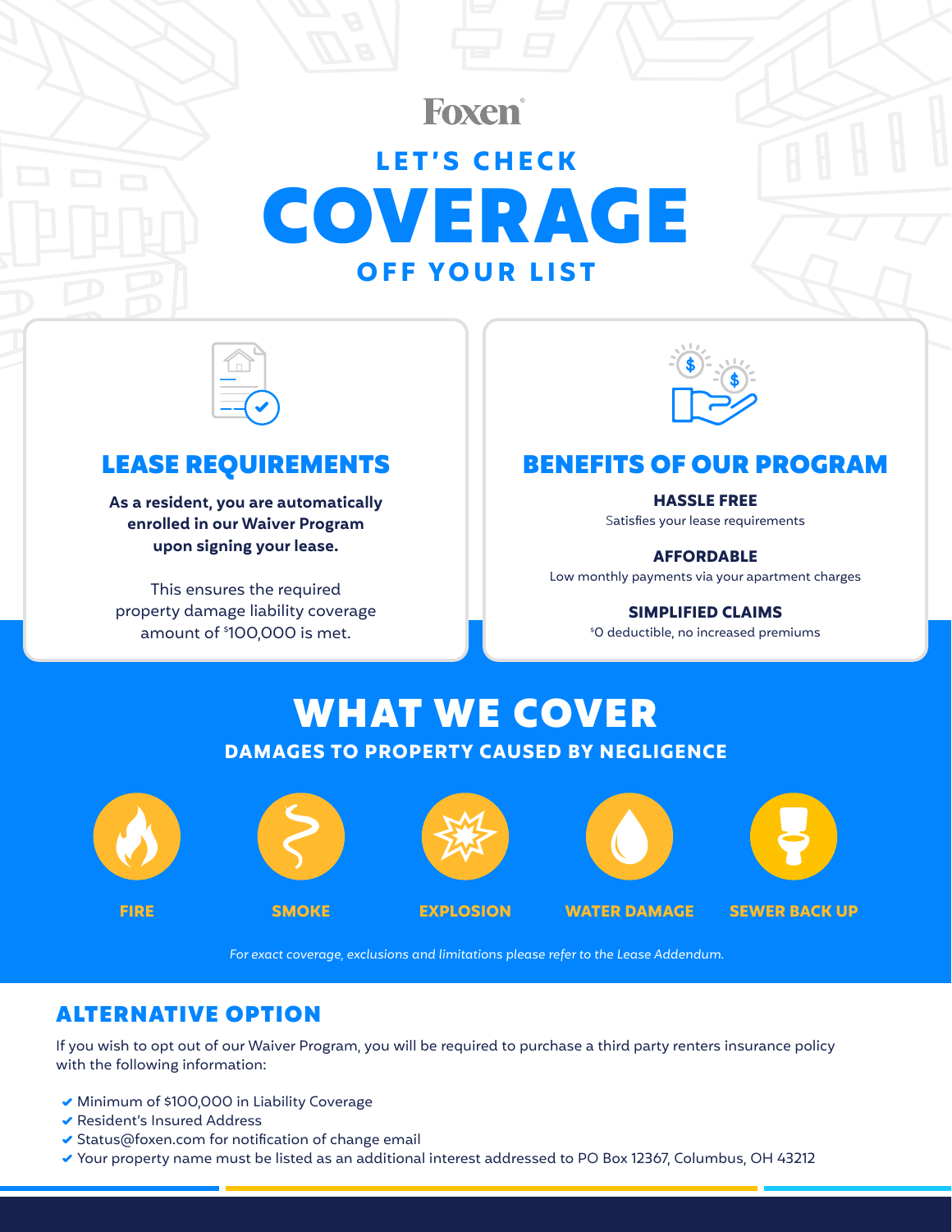Foxen

# LET'S CHECK COVERAGE OFF YOUR LIST

## LEASE REQUIREMENTS

**As a resident, you are automatically enrolled in our Waiver Program upon signing your lease.**

This ensures the required property damage liability coverage amount of $100,000 is met.

## BENEFITS OF OUR PROGRAM

**HASSLE FREE**
Satisfies your lease requirements

**AFFORDABLE**
Low monthly payments via your apartment charges

**SIMPLIFIED CLAIMS**
$0 deductible, no increased premiums

## WHAT WE COVER

### DAMAGES TO PROPERTY CAUSED BY NEGLIGENCE

- FIRE
- SMOKE
- EXPLOSION
- WATER DAMAGE
- SEWER BACK UP

*For exact coverage, exclusions and limitations please refer to the Lease Addendum.*

## ALTERNATIVE OPTION

If you wish to opt out of our Waiver Program, you will be required to purchase a third party renters insurance policy with the following information:

- Minimum of $100,000 in Liability Coverage
- Resident's Insured Address
- Status@foxen.com for notification of change email
- Your property name must be listed as an additional interest addressed to PO Box 12367, Columbus, OH 43212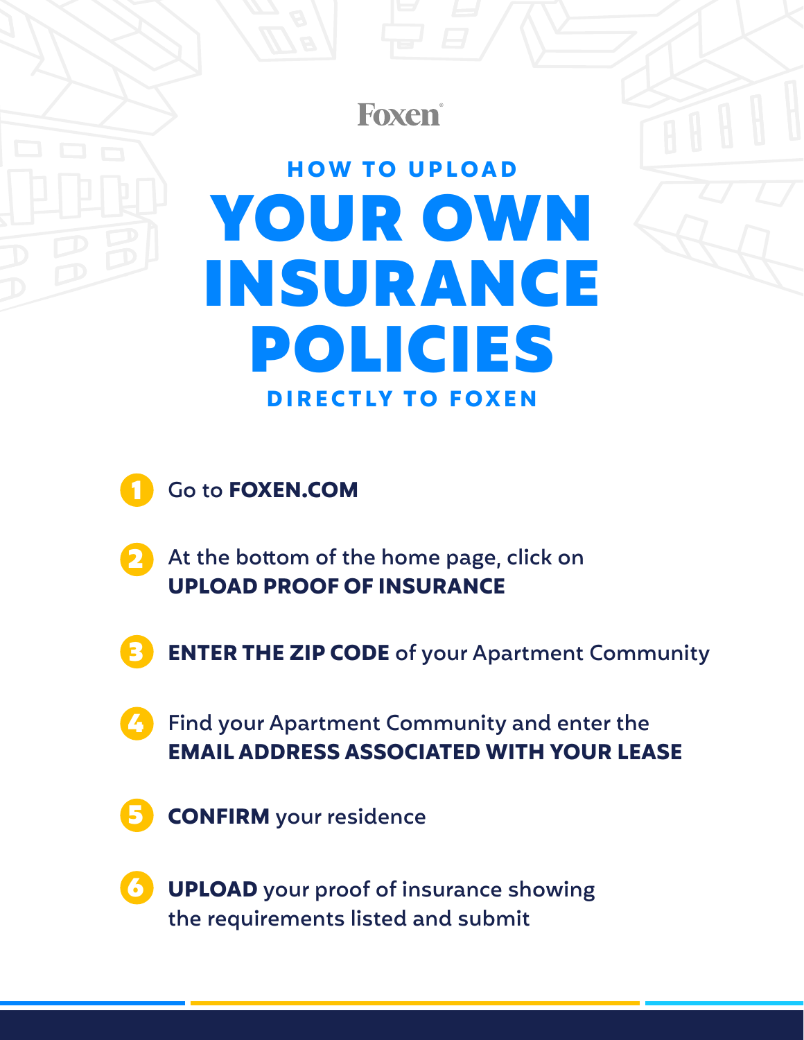Foxen

# HOW TO UPLOAD YOUR OWN INSURANCE POLICIES DIRECTLY TO FOXEN

1. Go to **FOXEN.COM**
2. At the bottom of the home page, click on **UPLOAD PROOF OF INSURANCE**
3. **ENTER THE ZIP CODE** of your Apartment Community
4. Find your Apartment Community and enter the **EMAIL ADDRESS ASSOCIATED WITH YOUR LEASE**
5. **CONFIRM** your residence
6. **UPLOAD** your proof of insurance showing the requirements listed and submit